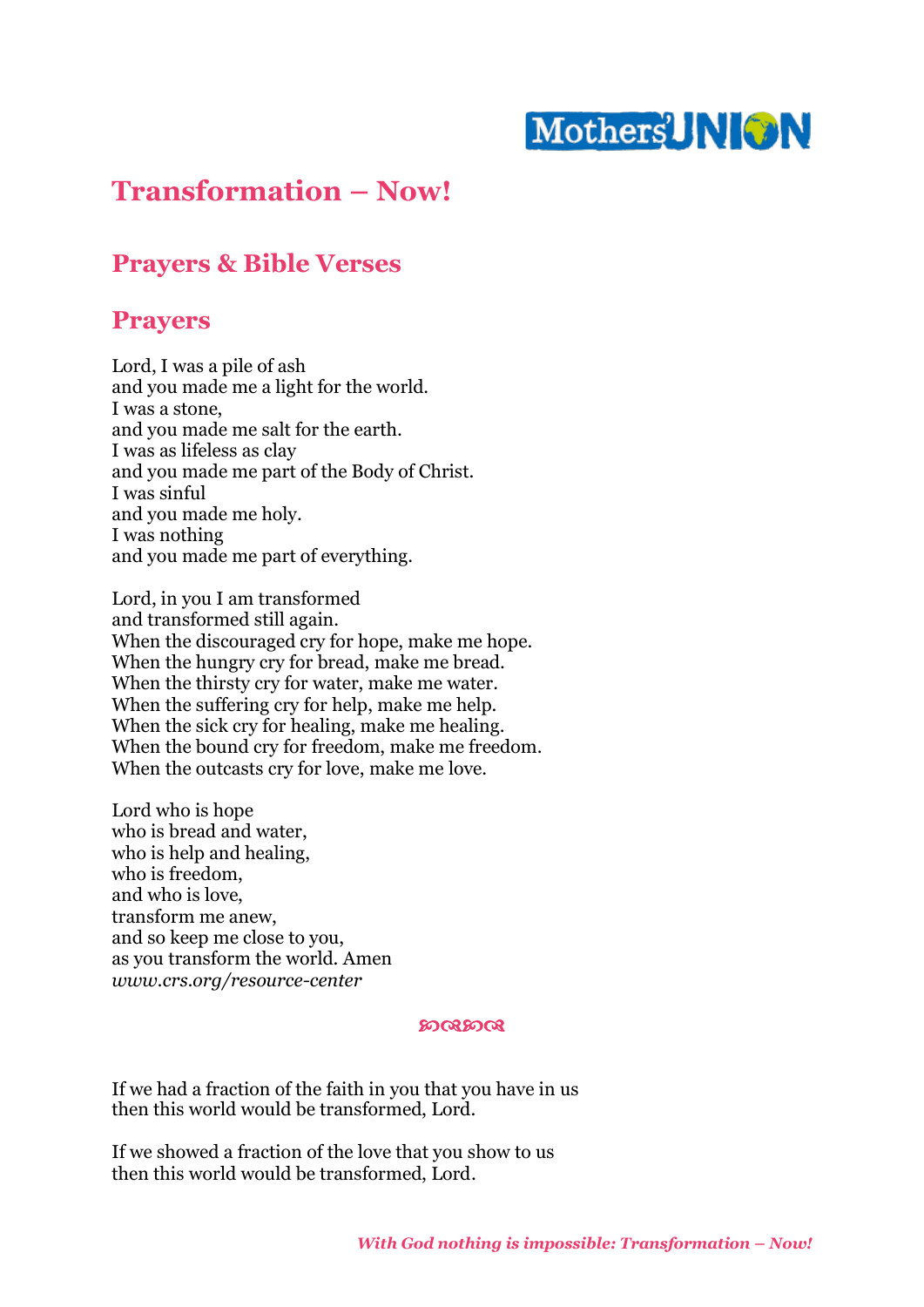# Transformation – Now!

## Prayers & Bible Verses

## Prayers

Lord, I was a pile of ash
and you made me a light for the world.
I was a stone,
and you made me salt for the earth.
I was as lifeless as clay
and you made me part of the Body of Christ.
I was sinful
and you made me holy.
I was nothing
and you made me part of everything.

Lord, in you I am transformed
and transformed still again.
When the discouraged cry for hope, make me hope.
When the hungry cry for bread, make me bread.
When the thirsty cry for water, make me water.
When the suffering cry for help, make me help.
When the sick cry for healing, make me healing.
When the bound cry for freedom, make me freedom.
When the outcasts cry for love, make me love.

Lord who is hope
who is bread and water,
who is help and healing,
who is freedom,
and who is love,
transform me anew,
and so keep me close to you,
as you transform the world. Amen
*www.crs.org/resource-center*

If we had a fraction of the faith in you that you have in us
then this world would be transformed, Lord.

If we showed a fraction of the love that you show to us
then this world would be transformed, Lord.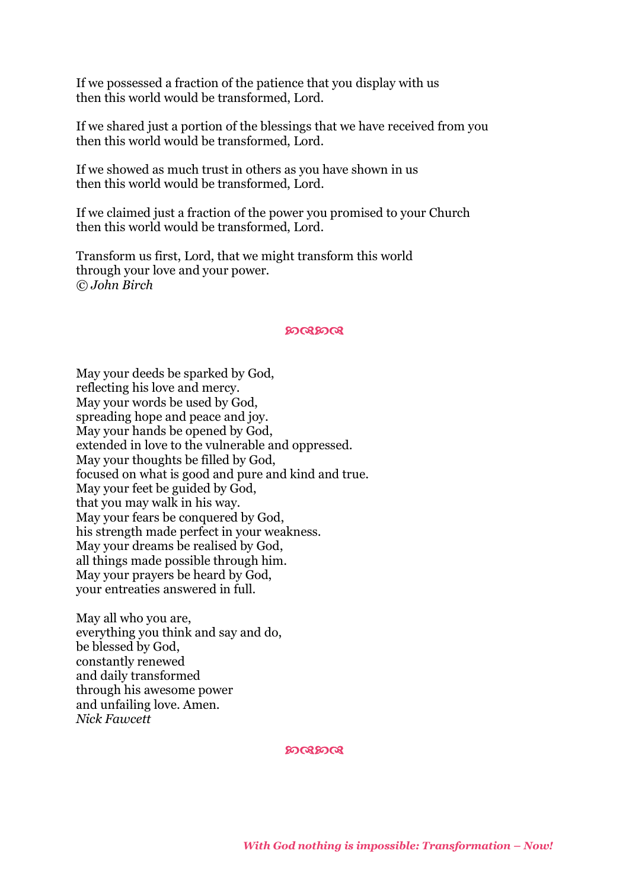If we possessed a fraction of the patience that you display with us  
then this world would be transformed, Lord.

If we shared just a portion of the blessings that we have received from you  
then this world would be transformed, Lord.

If we showed as much trust in others as you have shown in us  
then this world would be transformed, Lord.

If we claimed just a fraction of the power you promised to your Church  
then this world would be transformed, Lord.

Transform us first, Lord, that we might transform this world  
through your love and your power.  
*© John Birch*

ᘓᘐᘓᘐ

May your deeds be sparked by God,  
reflecting his love and mercy.  
May your words be used by God,  
spreading hope and peace and joy.  
May your hands be opened by God,  
extended in love to the vulnerable and oppressed.  
May your thoughts be filled by God,  
focused on what is good and pure and kind and true.  
May your feet be guided by God,  
that you may walk in his way.  
May your fears be conquered by God,  
his strength made perfect in your weakness.  
May your dreams be realised by God,  
all things made possible through him.  
May your prayers be heard by God,  
your entreaties answered in full.

May all who you are,  
everything you think and say and do,  
be blessed by God,  
constantly renewed  
and daily transformed  
through his awesome power  
and unfailing love. Amen.  
*Nick Fawcett*

ᘓᘐᘓᘐ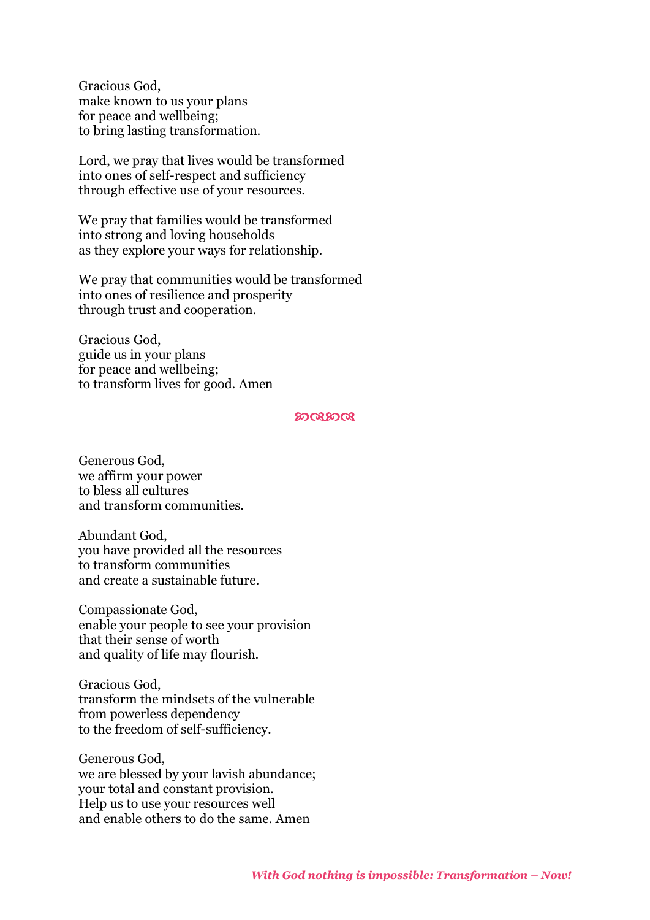Gracious God,  
make known to us your plans  
for peace and wellbeing;  
to bring lasting transformation.

Lord, we pray that lives would be transformed  
into ones of self-respect and sufficiency  
through effective use of your resources.

We pray that families would be transformed  
into strong and loving households  
as they explore your ways for relationship.

We pray that communities would be transformed  
into ones of resilience and prosperity  
through trust and cooperation.

Gracious God,  
guide us in your plans  
for peace and wellbeing;  
to transform lives for good. Amen

❧❧

Generous God,  
we affirm your power  
to bless all cultures  
and transform communities.

Abundant God,  
you have provided all the resources  
to transform communities  
and create a sustainable future.

Compassionate God,  
enable your people to see your provision  
that their sense of worth  
and quality of life may flourish.

Gracious God,  
transform the mindsets of the vulnerable  
from powerless dependency  
to the freedom of self-sufficiency.

Generous God,  
we are blessed by your lavish abundance;  
your total and constant provision.  
Help us to use your resources well  
and enable others to do the same. Amen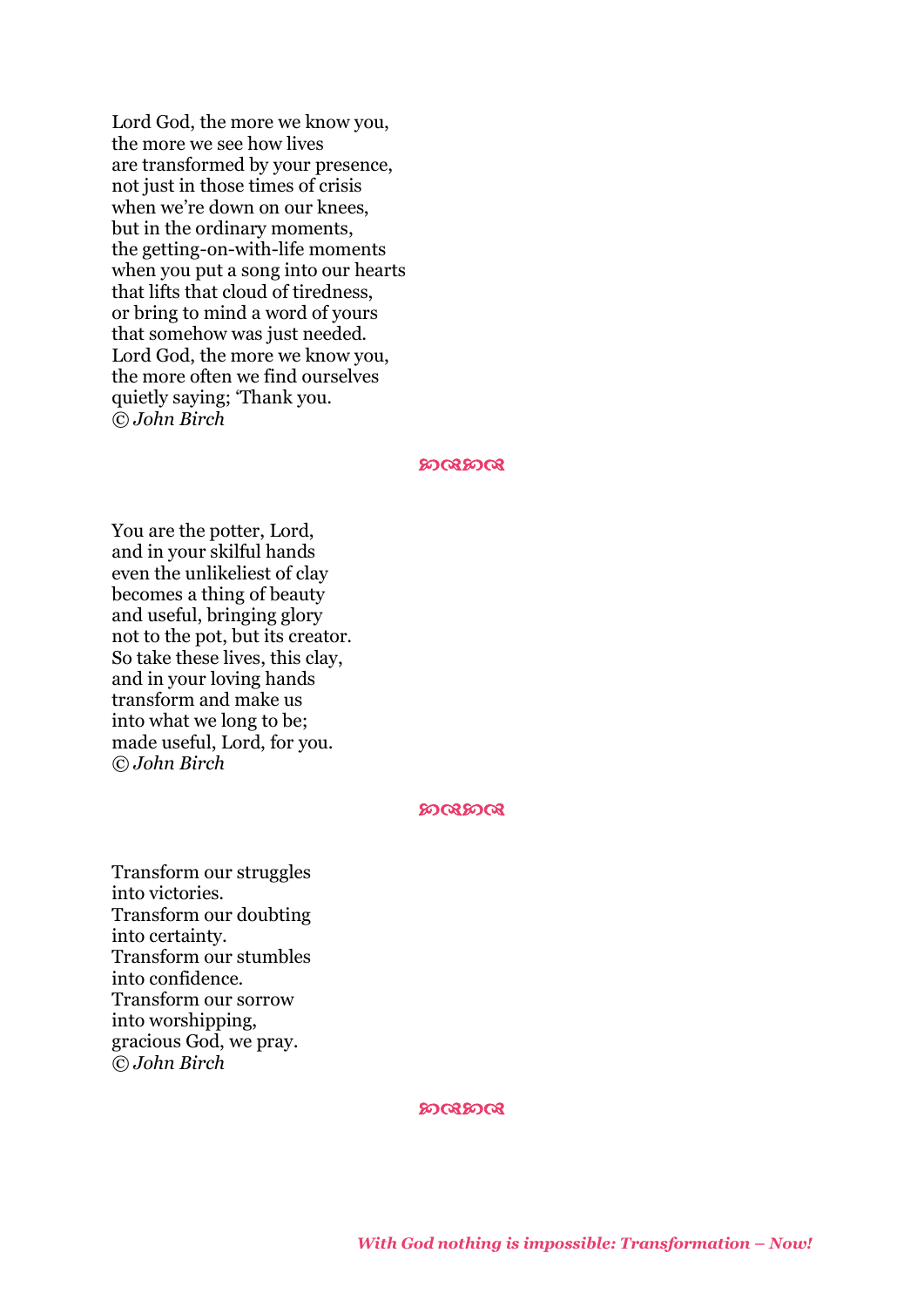Lord God, the more we know you,  
the more we see how lives  
are transformed by your presence,  
not just in those times of crisis  
when we're down on our knees,  
but in the ordinary moments,  
the getting-on-with-life moments  
when you put a song into our hearts  
that lifts that cloud of tiredness,  
or bring to mind a word of yours  
that somehow was just needed.  
Lord God, the more we know you,  
the more often we find ourselves  
quietly saying; 'Thank you.  
*© John Birch*

ꕥꕥ

You are the potter, Lord,  
and in your skilful hands  
even the unlikeliest of clay  
becomes a thing of beauty  
and useful, bringing glory  
not to the pot, but its creator.  
So take these lives, this clay,  
and in your loving hands  
transform and make us  
into what we long to be;  
made useful, Lord, for you.  
*© John Birch*

ꕥꕥ

Transform our struggles  
into victories.  
Transform our doubting  
into certainty.  
Transform our stumbles  
into confidence.  
Transform our sorrow  
into worshipping,  
gracious God, we pray.  
*© John Birch*

ꕥꕥ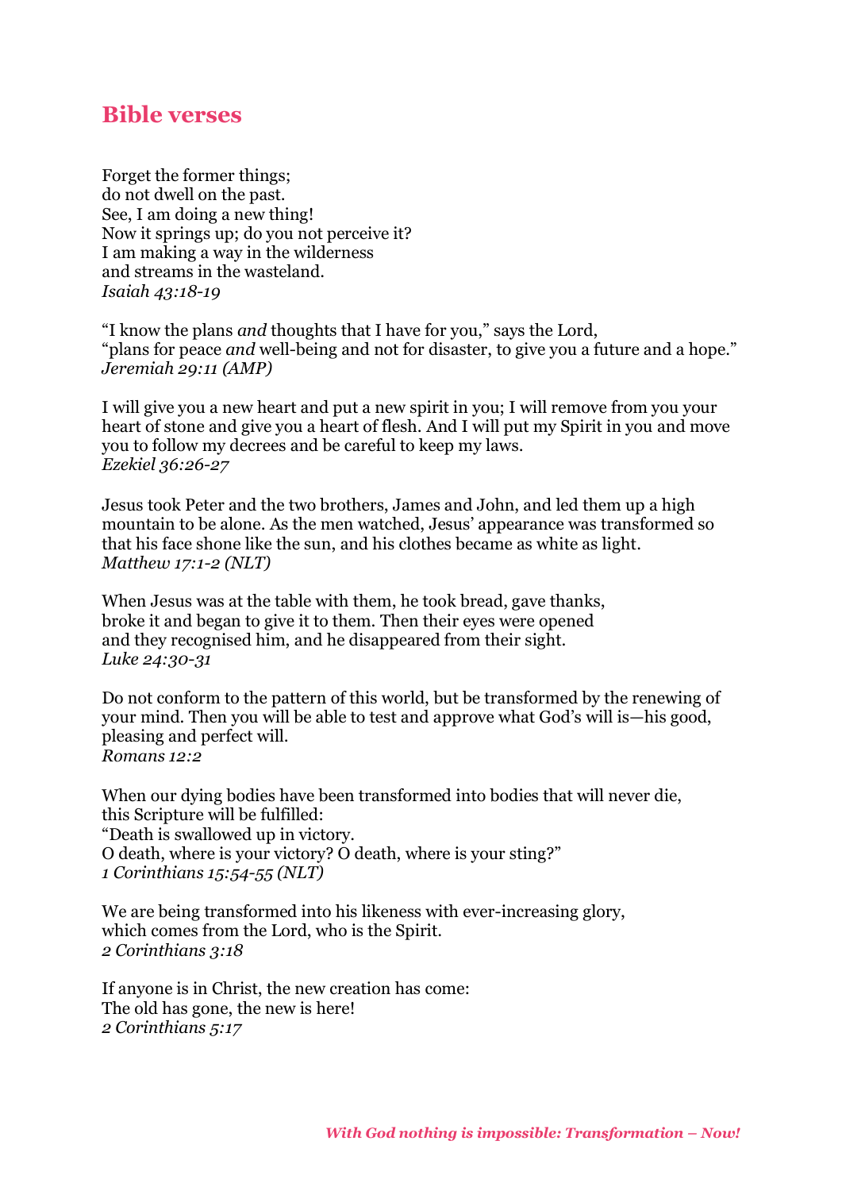## Bible verses

Forget the former things;  
do not dwell on the past.  
See, I am doing a new thing!  
Now it springs up; do you not perceive it?  
I am making a way in the wilderness  
and streams in the wasteland.  
*Isaiah 43:18-19*

“I know the plans *and* thoughts that I have for you,” says the Lord,  
“plans for peace *and* well-being and not for disaster, to give you a future and a hope.”  
*Jeremiah 29:11 (AMP)*

I will give you a new heart and put a new spirit in you; I will remove from you your heart of stone and give you a heart of flesh. And I will put my Spirit in you and move you to follow my decrees and be careful to keep my laws.  
*Ezekiel 36:26-27*

Jesus took Peter and the two brothers, James and John, and led them up a high mountain to be alone. As the men watched, Jesus’ appearance was transformed so that his face shone like the sun, and his clothes became as white as light.  
*Matthew 17:1-2 (NLT)*

When Jesus was at the table with them, he took bread, gave thanks,  
broke it and began to give it to them. Then their eyes were opened  
and they recognised him, and he disappeared from their sight.  
*Luke 24:30-31*

Do not conform to the pattern of this world, but be transformed by the renewing of your mind. Then you will be able to test and approve what God’s will is—his good, pleasing and perfect will.  
*Romans 12:2*

When our dying bodies have been transformed into bodies that will never die,  
this Scripture will be fulfilled:  
“Death is swallowed up in victory.  
O death, where is your victory? O death, where is your sting?”  
*1 Corinthians 15:54-55 (NLT)*

We are being transformed into his likeness with ever-increasing glory,  
which comes from the Lord, who is the Spirit.  
*2 Corinthians 3:18*

If anyone is in Christ, the new creation has come:  
The old has gone, the new is here!  
*2 Corinthians 5:17*